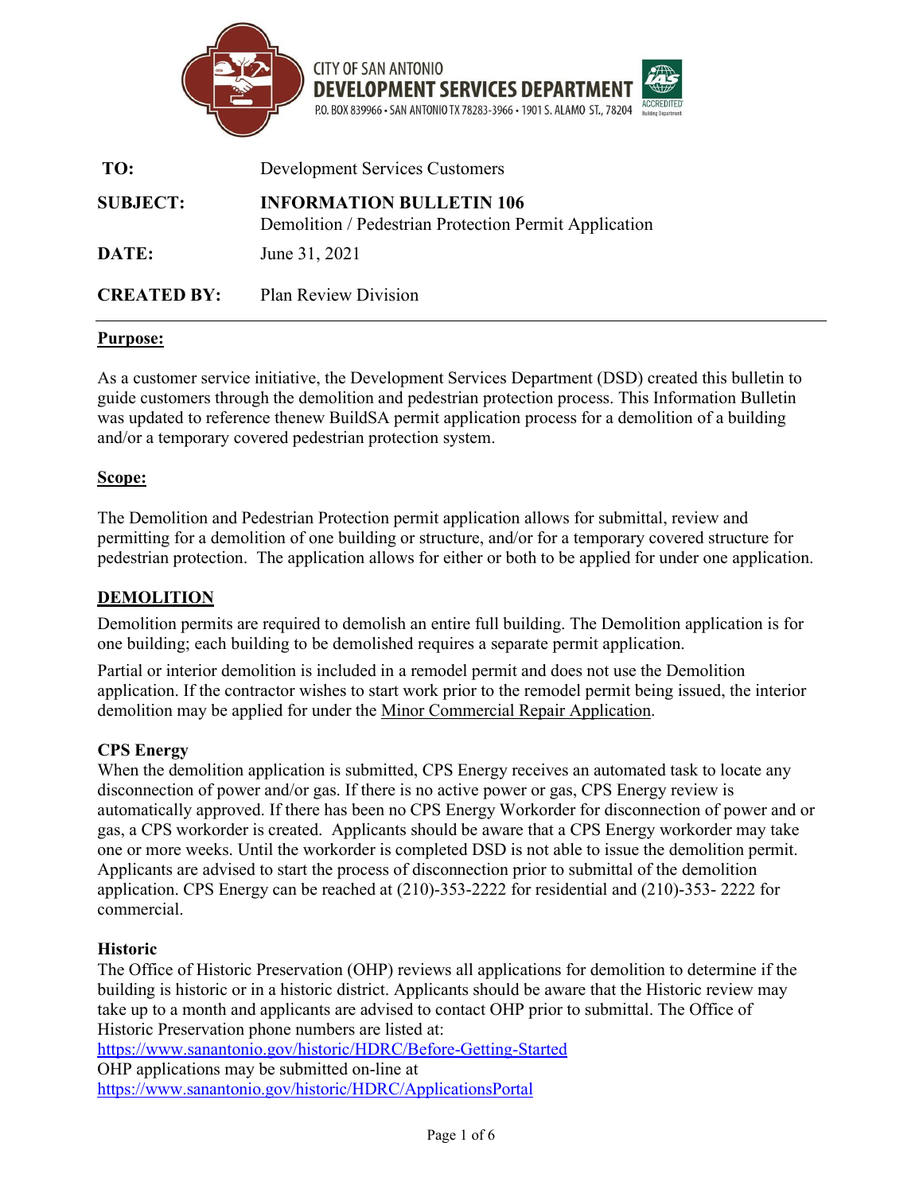CITY OF SAN ANTONIO
**DEVELOPMENT SERVICES DEPARTMENT**
P.O. BOX 839966 • SAN ANTONIO TX 78283-3966 • 1901 S. ALAMO ST., 78204

| | |
|---|---|
| **TO:** | Development Services Customers |
| **SUBJECT:** | **INFORMATION BULLETIN 106**<br>Demolition / Pedestrian Protection Permit Application |
| **DATE:** | June 31, 2021 |
| **CREATED BY:** | Plan Review Division |

## Purpose:

As a customer service initiative, the Development Services Department (DSD) created this bulletin to guide customers through the demolition and pedestrian protection process. This Information Bulletin was updated to reference thenew BuildSA permit application process for a demolition of a building and/or a temporary covered pedestrian protection system.

## Scope:

The Demolition and Pedestrian Protection permit application allows for submittal, review and permitting for a demolition of one building or structure, and/or for a temporary covered structure for pedestrian protection. The application allows for either or both to be applied for under one application.

## DEMOLITION

Demolition permits are required to demolish an entire full building. The Demolition application is for one building; each building to be demolished requires a separate permit application.

Partial or interior demolition is included in a remodel permit and does not use the Demolition application. If the contractor wishes to start work prior to the remodel permit being issued, the interior demolition may be applied for under the Minor Commercial Repair Application.

### CPS Energy

When the demolition application is submitted, CPS Energy receives an automated task to locate any disconnection of power and/or gas. If there is no active power or gas, CPS Energy review is automatically approved. If there has been no CPS Energy Workorder for disconnection of power and or gas, a CPS workorder is created. Applicants should be aware that a CPS Energy workorder may take one or more weeks. Until the workorder is completed DSD is not able to issue the demolition permit. Applicants are advised to start the process of disconnection prior to submittal of the demolition application. CPS Energy can be reached at (210)-353-2222 for residential and (210)-353- 2222 for commercial.

### Historic

The Office of Historic Preservation (OHP) reviews all applications for demolition to determine if the building is historic or in a historic district. Applicants should be aware that the Historic review may take up to a month and applicants are advised to contact OHP prior to submittal. The Office of Historic Preservation phone numbers are listed at:
https://www.sanantonio.gov/historic/HDRC/Before-Getting-Started
OHP applications may be submitted on-line at
https://www.sanantonio.gov/historic/HDRC/ApplicationsPortal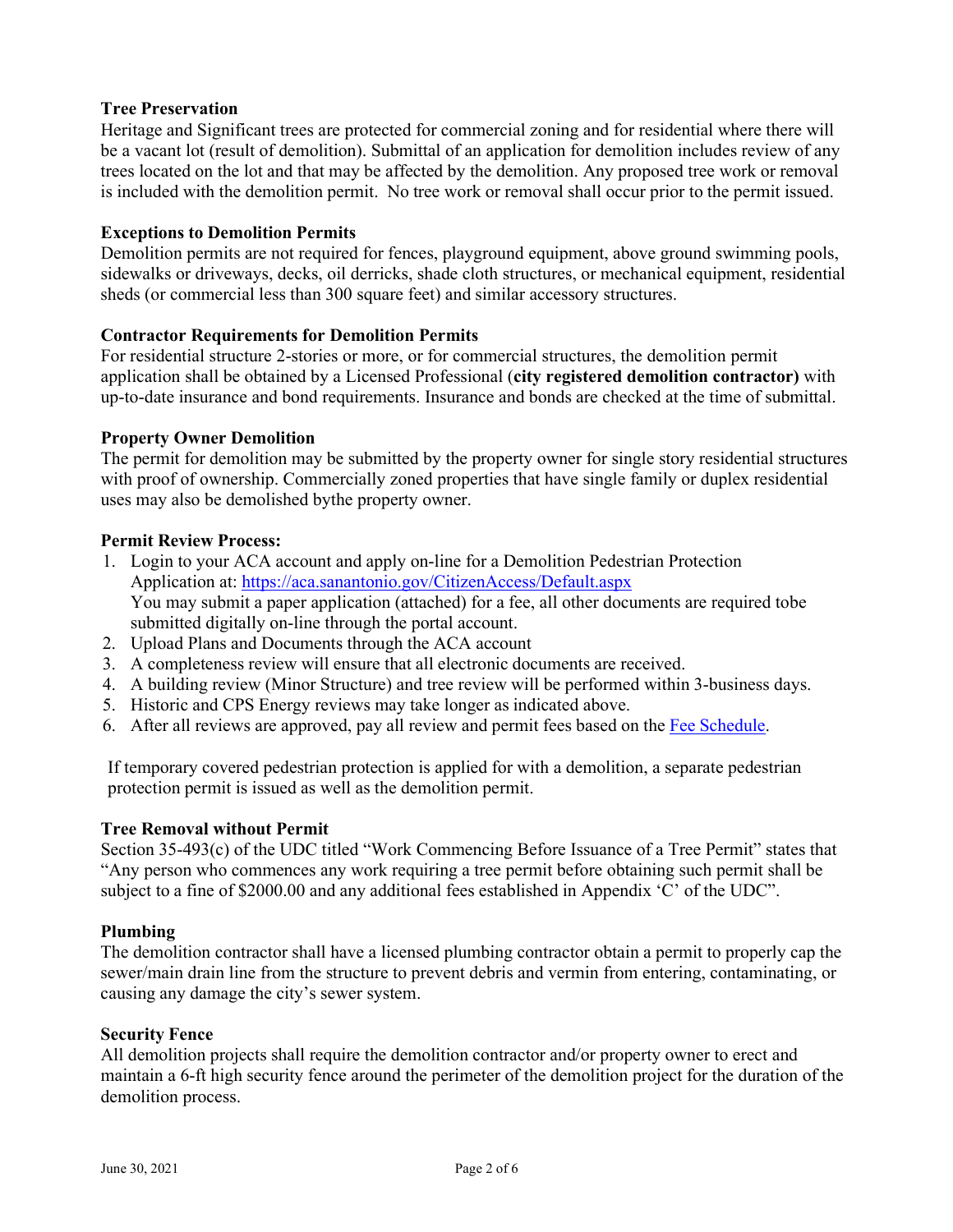**Tree Preservation**

Heritage and Significant trees are protected for commercial zoning and for residential where there will be a vacant lot (result of demolition). Submittal of an application for demolition includes review of any trees located on the lot and that may be affected by the demolition. Any proposed tree work or removal is included with the demolition permit. No tree work or removal shall occur prior to the permit issued.

**Exceptions to Demolition Permits**

Demolition permits are not required for fences, playground equipment, above ground swimming pools, sidewalks or driveways, decks, oil derricks, shade cloth structures, or mechanical equipment, residential sheds (or commercial less than 300 square feet) and similar accessory structures.

**Contractor Requirements for Demolition Permits**

For residential structure 2-stories or more, or for commercial structures, the demolition permit application shall be obtained by a Licensed Professional (**city registered demolition contractor)** with up-to-date insurance and bond requirements. Insurance and bonds are checked at the time of submittal.

**Property Owner Demolition**

The permit for demolition may be submitted by the property owner for single story residential structures with proof of ownership. Commercially zoned properties that have single family or duplex residential uses may also be demolished bythe property owner.

**Permit Review Process:**

1. Login to your ACA account and apply on-line for a Demolition Pedestrian Protection Application at: https://aca.sanantonio.gov/CitizenAccess/Default.aspx
   You may submit a paper application (attached) for a fee, all other documents are required tobe submitted digitally on-line through the portal account.
2. Upload Plans and Documents through the ACA account
3. A completeness review will ensure that all electronic documents are received.
4. A building review (Minor Structure) and tree review will be performed within 3-business days.
5. Historic and CPS Energy reviews may take longer as indicated above.
6. After all reviews are approved, pay all review and permit fees based on the Fee Schedule.

If temporary covered pedestrian protection is applied for with a demolition, a separate pedestrian protection permit is issued as well as the demolition permit.

**Tree Removal without Permit**

Section 35-493(c) of the UDC titled "Work Commencing Before Issuance of a Tree Permit" states that "Any person who commences any work requiring a tree permit before obtaining such permit shall be subject to a fine of $2000.00 and any additional fees established in Appendix 'C' of the UDC".

**Plumbing**

The demolition contractor shall have a licensed plumbing contractor obtain a permit to properly cap the sewer/main drain line from the structure to prevent debris and vermin from entering, contaminating, or causing any damage the city's sewer system.

**Security Fence**

All demolition projects shall require the demolition contractor and/or property owner to erect and maintain a 6-ft high security fence around the perimeter of the demolition project for the duration of the demolition process.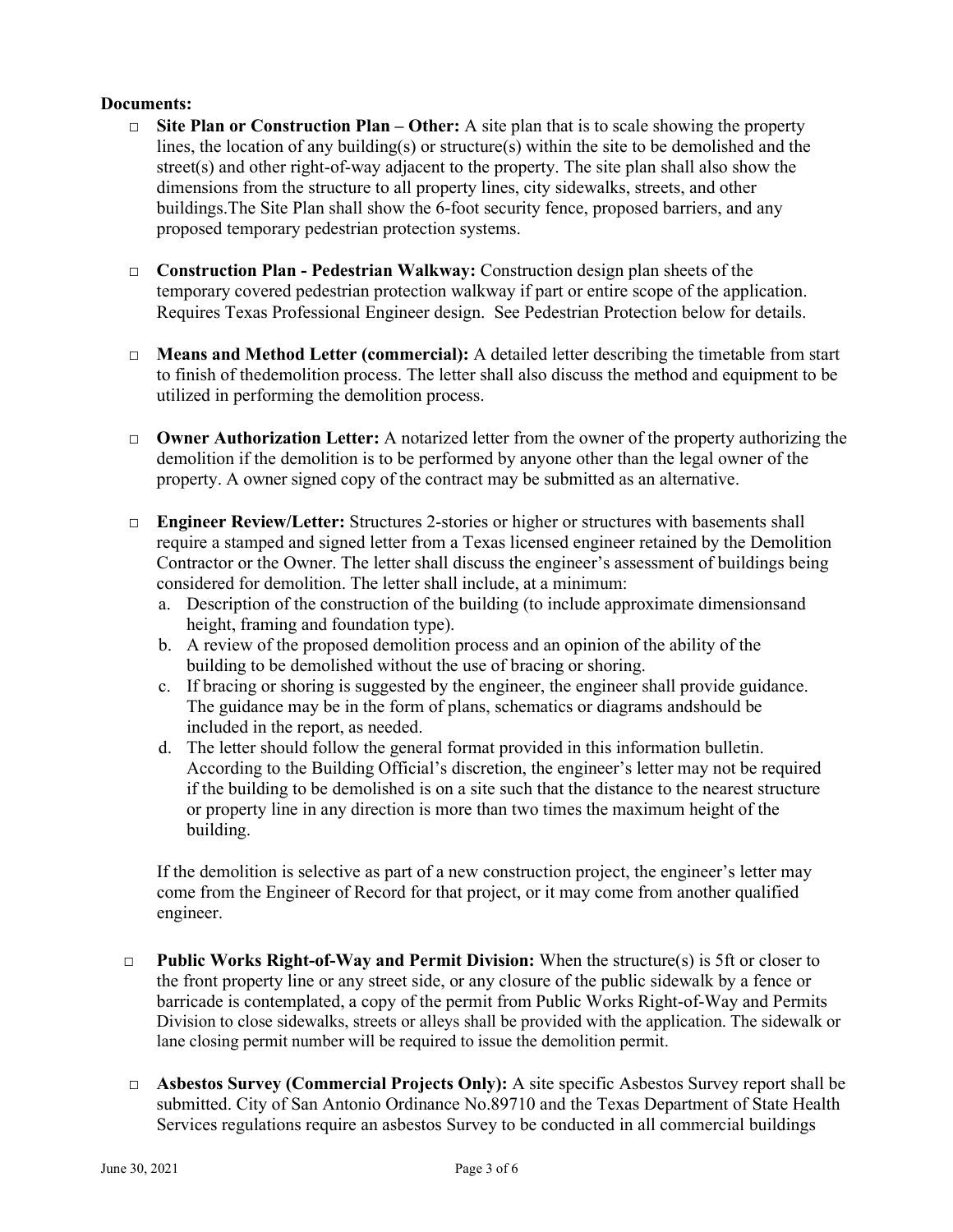**Documents:**

- □ **Site Plan or Construction Plan – Other:** A site plan that is to scale showing the property lines, the location of any building(s) or structure(s) within the site to be demolished and the street(s) and other right-of-way adjacent to the property. The site plan shall also show the dimensions from the structure to all property lines, city sidewalks, streets, and other buildings.The Site Plan shall show the 6-foot security fence, proposed barriers, and any proposed temporary pedestrian protection systems.

- □ **Construction Plan - Pedestrian Walkway:** Construction design plan sheets of the temporary covered pedestrian protection walkway if part or entire scope of the application. Requires Texas Professional Engineer design. See Pedestrian Protection below for details.

- □ **Means and Method Letter (commercial):** A detailed letter describing the timetable from start to finish of thedemolition process. The letter shall also discuss the method and equipment to be utilized in performing the demolition process.

- □ **Owner Authorization Letter:** A notarized letter from the owner of the property authorizing the demolition if the demolition is to be performed by anyone other than the legal owner of the property. A owner signed copy of the contract may be submitted as an alternative.

- □ **Engineer Review/Letter:** Structures 2-stories or higher or structures with basements shall require a stamped and signed letter from a Texas licensed engineer retained by the Demolition Contractor or the Owner. The letter shall discuss the engineer's assessment of buildings being considered for demolition. The letter shall include, at a minimum:
  a. Description of the construction of the building (to include approximate dimensionsand height, framing and foundation type).
  b. A review of the proposed demolition process and an opinion of the ability of the building to be demolished without the use of bracing or shoring.
  c. If bracing or shoring is suggested by the engineer, the engineer shall provide guidance. The guidance may be in the form of plans, schematics or diagrams andshould be included in the report, as needed.
  d. The letter should follow the general format provided in this information bulletin. According to the Building Official's discretion, the engineer's letter may not be required if the building to be demolished is on a site such that the distance to the nearest structure or property line in any direction is more than two times the maximum height of the building.

  If the demolition is selective as part of a new construction project, the engineer's letter may come from the Engineer of Record for that project, or it may come from another qualified engineer.

- □ **Public Works Right-of-Way and Permit Division:** When the structure(s) is 5ft or closer to the front property line or any street side, or any closure of the public sidewalk by a fence or barricade is contemplated, a copy of the permit from Public Works Right-of-Way and Permits Division to close sidewalks, streets or alleys shall be provided with the application. The sidewalk or lane closing permit number will be required to issue the demolition permit.

- □ **Asbestos Survey (Commercial Projects Only):** A site specific Asbestos Survey report shall be submitted. City of San Antonio Ordinance No.89710 and the Texas Department of State Health Services regulations require an asbestos Survey to be conducted in all commercial buildings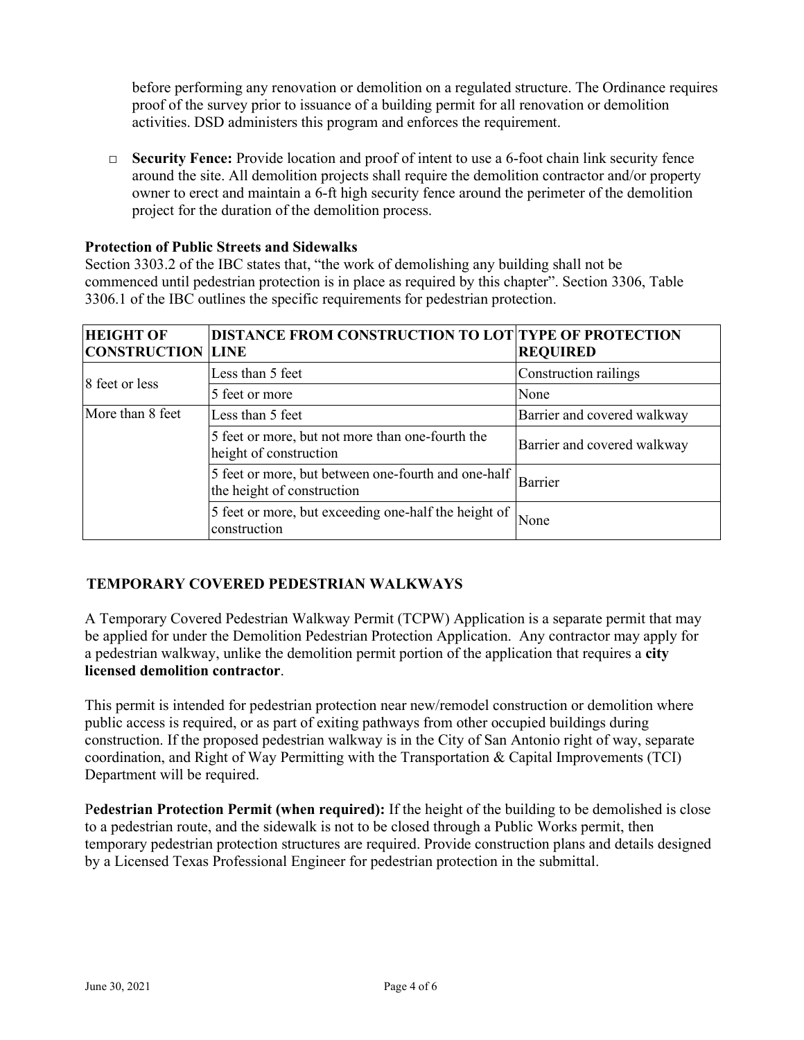before performing any renovation or demolition on a regulated structure. The Ordinance requires proof of the survey prior to issuance of a building permit for all renovation or demolition activities. DSD administers this program and enforces the requirement.

- □ **Security Fence:** Provide location and proof of intent to use a 6-foot chain link security fence around the site. All demolition projects shall require the demolition contractor and/or property owner to erect and maintain a 6-ft high security fence around the perimeter of the demolition project for the duration of the demolition process.

**Protection of Public Streets and Sidewalks**

Section 3303.2 of the IBC states that, "the work of demolishing any building shall not be commenced until pedestrian protection is in place as required by this chapter". Section 3306, Table 3306.1 of the IBC outlines the specific requirements for pedestrian protection.

| HEIGHT OF CONSTRUCTION | DISTANCE FROM CONSTRUCTION TO LOT LINE | TYPE OF PROTECTION REQUIRED |
|---|---|---|
| 8 feet or less | Less than 5 feet | Construction railings |
| | 5 feet or more | None |
| More than 8 feet | Less than 5 feet | Barrier and covered walkway |
| | 5 feet or more, but not more than one-fourth the height of construction | Barrier and covered walkway |
| | 5 feet or more, but between one-fourth and one-half the height of construction | Barrier |
| | 5 feet or more, but exceeding one-half the height of construction | None |

## TEMPORARY COVERED PEDESTRIAN WALKWAYS

A Temporary Covered Pedestrian Walkway Permit (TCPW) Application is a separate permit that may be applied for under the Demolition Pedestrian Protection Application. Any contractor may apply for a pedestrian walkway, unlike the demolition permit portion of the application that requires a **city licensed demolition contractor**.

This permit is intended for pedestrian protection near new/remodel construction or demolition where public access is required, or as part of exiting pathways from other occupied buildings during construction. If the proposed pedestrian walkway is in the City of San Antonio right of way, separate coordination, and Right of Way Permitting with the Transportation & Capital Improvements (TCI) Department will be required.

**Pedestrian Protection Permit (when required):** If the height of the building to be demolished is close to a pedestrian route, and the sidewalk is not to be closed through a Public Works permit, then temporary pedestrian protection structures are required. Provide construction plans and details designed by a Licensed Texas Professional Engineer for pedestrian protection in the submittal.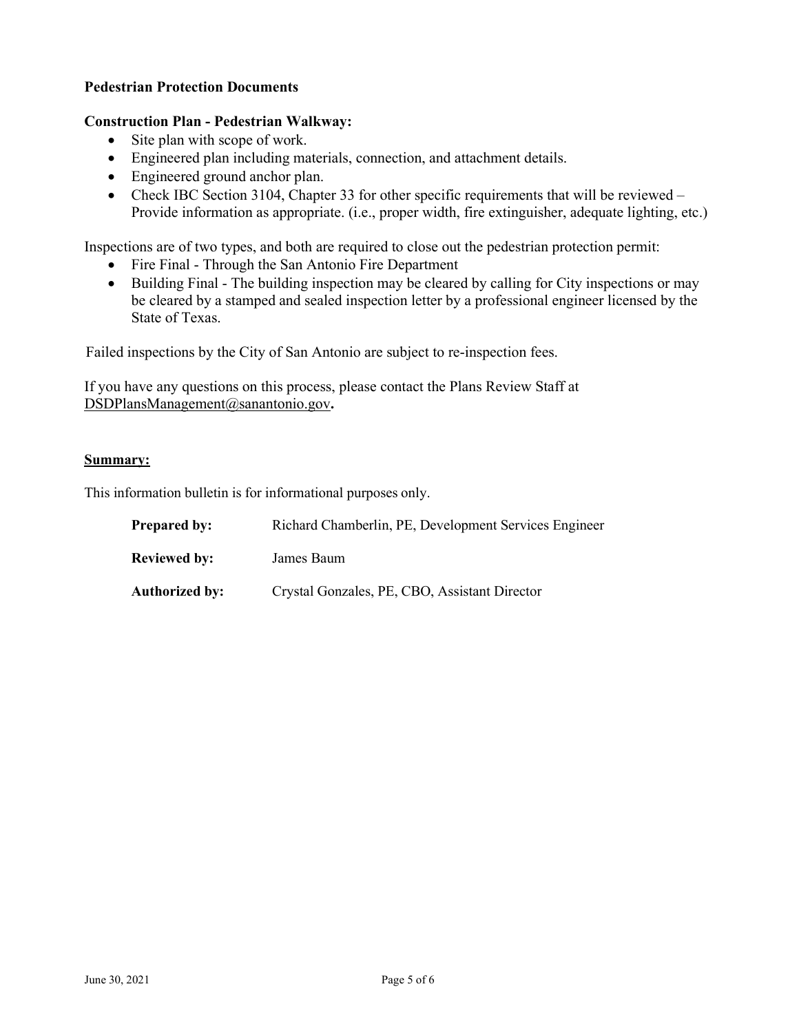**Pedestrian Protection Documents**

**Construction Plan - Pedestrian Walkway:**

- Site plan with scope of work.
- Engineered plan including materials, connection, and attachment details.
- Engineered ground anchor plan.
- Check IBC Section 3104, Chapter 33 for other specific requirements that will be reviewed – Provide information as appropriate. (i.e., proper width, fire extinguisher, adequate lighting, etc.)

Inspections are of two types, and both are required to close out the pedestrian protection permit:

- Fire Final - Through the San Antonio Fire Department
- Building Final - The building inspection may be cleared by calling for City inspections or may be cleared by a stamped and sealed inspection letter by a professional engineer licensed by the State of Texas.

Failed inspections by the City of San Antonio are subject to re-inspection fees.

If you have any questions on this process, please contact the Plans Review Staff at DSDPlansManagement@sanantonio.gov**.**

**Summary:**

This information bulletin is for informational purposes only.

| | |
|---|---|
| **Prepared by:** | Richard Chamberlin, PE, Development Services Engineer |
| **Reviewed by:** | James Baum |
| **Authorized by:** | Crystal Gonzales, PE, CBO, Assistant Director |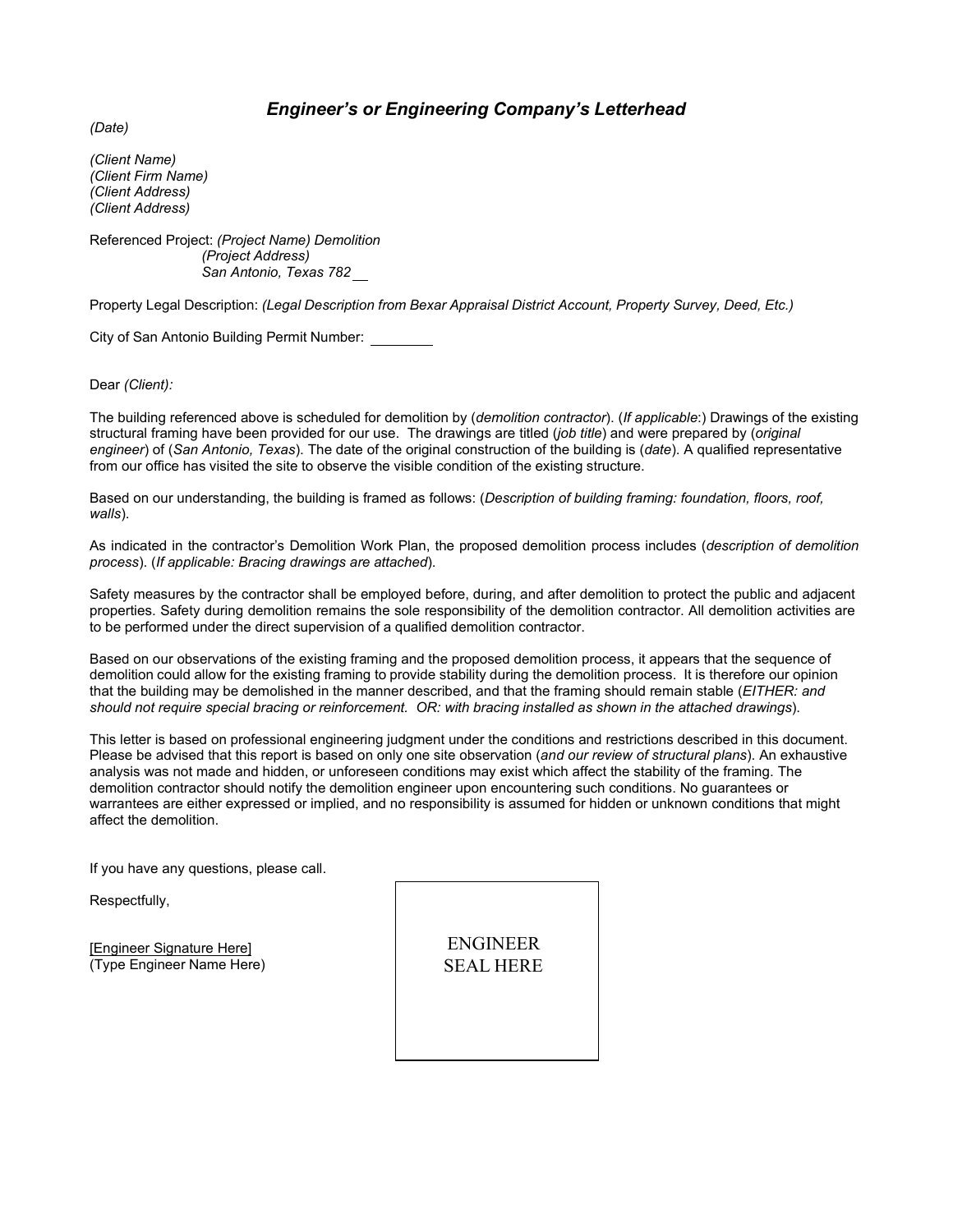## *Engineer's or Engineering Company's Letterhead*

*(Date)*

*(Client Name)*
*(Client Firm Name)*
*(Client Address)*
*(Client Address)*

Referenced Project: *(Project Name) Demolition*
*(Project Address)*
*San Antonio, Texas 782\_\_*

Property Legal Description: *(Legal Description from Bexar Appraisal District Account, Property Survey, Deed, Etc.)*

City of San Antonio Building Permit Number: \_\_\_\_\_\_\_\_

Dear *(Client):*

The building referenced above is scheduled for demolition by (*demolition contractor*). (*If applicable*:) Drawings of the existing structural framing have been provided for our use. The drawings are titled (*job title*) and were prepared by (*original engineer*) of (*San Antonio, Texas*). The date of the original construction of the building is (*date*). A qualified representative from our office has visited the site to observe the visible condition of the existing structure.

Based on our understanding, the building is framed as follows: (*Description of building framing: foundation, floors, roof, walls*).

As indicated in the contractor's Demolition Work Plan, the proposed demolition process includes (*description of demolition process*). (*If applicable: Bracing drawings are attached*).

Safety measures by the contractor shall be employed before, during, and after demolition to protect the public and adjacent properties. Safety during demolition remains the sole responsibility of the demolition contractor. All demolition activities are to be performed under the direct supervision of a qualified demolition contractor.

Based on our observations of the existing framing and the proposed demolition process, it appears that the sequence of demolition could allow for the existing framing to provide stability during the demolition process. It is therefore our opinion that the building may be demolished in the manner described, and that the framing should remain stable (*EITHER: and should not require special bracing or reinforcement. OR: with bracing installed as shown in the attached drawings*).

This letter is based on professional engineering judgment under the conditions and restrictions described in this document. Please be advised that this report is based on only one site observation (*and our review of structural plans*). An exhaustive analysis was not made and hidden, or unforeseen conditions may exist which affect the stability of the framing. The demolition contractor should notify the demolition engineer upon encountering such conditions. No guarantees or warrantees are either expressed or implied, and no responsibility is assumed for hidden or unknown conditions that might affect the demolition.

If you have any questions, please call.

Respectfully,

[Engineer Signature Here]
(Type Engineer Name Here)

ENGINEER
SEAL HERE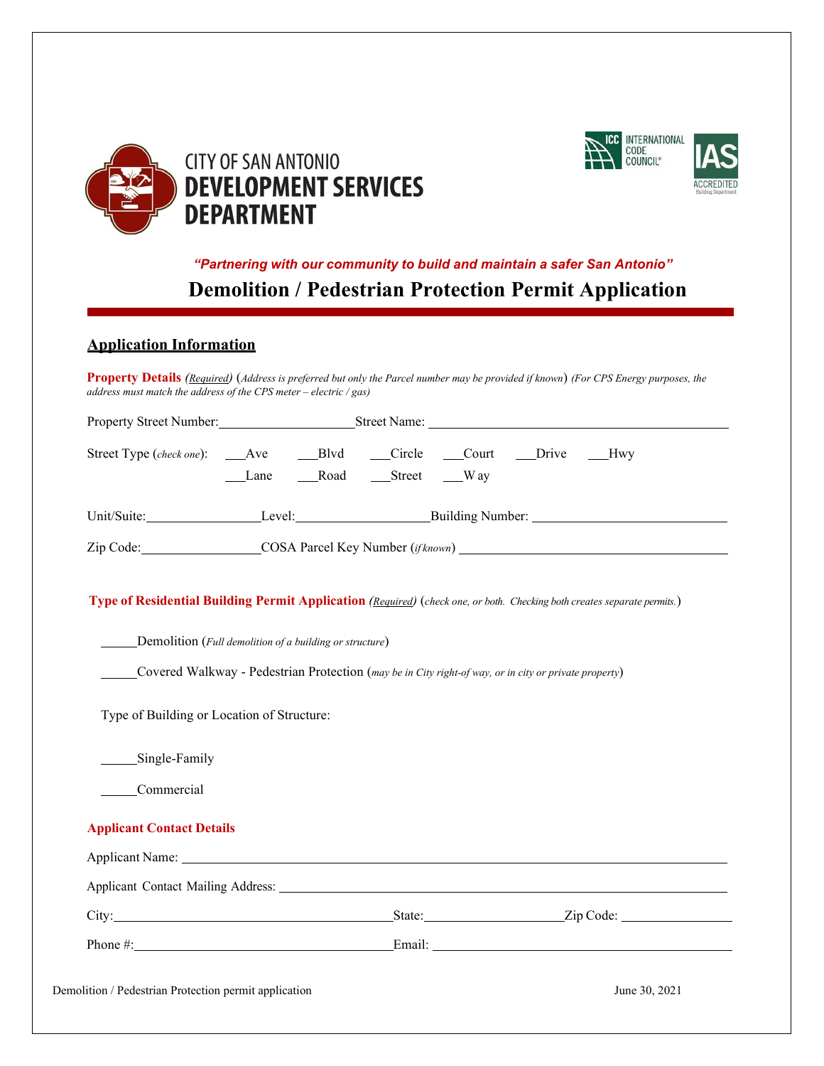CITY OF SAN ANTONIO
**DEVELOPMENT SERVICES DEPARTMENT**

ICC INTERNATIONAL CODE COUNCIL® IAS ACCREDITED Building Department

***"Partnering with our community to build and maintain a safer San Antonio"***

# Demolition / Pedestrian Protection Permit Application

## Application Information

**Property Details** *(Required)* (*Address is preferred but only the Parcel number may be provided if known*) *(For CPS Energy purposes, the address must match the address of the CPS meter – electric / gas)*

Property Street Number:___________________ Street Name: ___________________________________________

Street Type (*check one*): ___Ave ___Blvd ___Circle ___Court ___Drive ___Hwy
___Lane ___Road ___Street ___Way

Unit/Suite:________________ Level:___________________ Building Number: ___________________________

Zip Code:_________________ COSA Parcel Key Number (*if known*) ____________________________________

**Type of Residential Building Permit Application** *(Required)* (*check one, or both. Checking both creates separate permits.*)

_____Demolition (*Full demolition of a building or structure*)

_____Covered Walkway - Pedestrian Protection (*may be in City right-of way, or in city or private property*)

Type of Building or Location of Structure:

_____Single-Family

_____Commercial

**Applicant Contact Details**

Applicant Name: ______________________________________________________________________________

Applicant Contact Mailing Address: _______________________________________________________________

City:_________________________________________ State:____________________ Zip Code: _______________

Phone #:_____________________________________ Email: ___________________________________________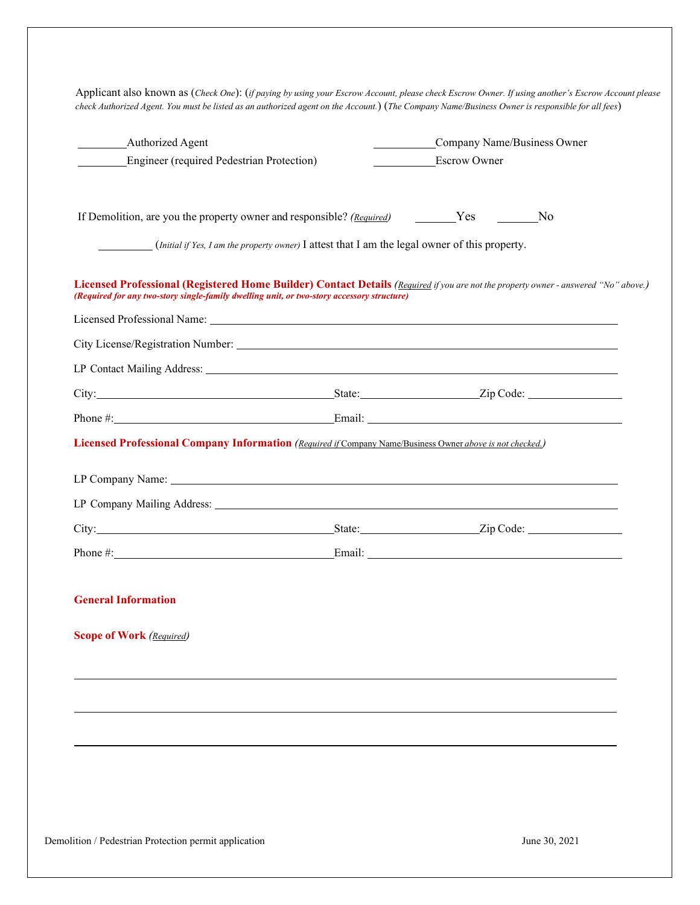Applicant also known as (*Check One*): (*if paying by using your Escrow Account, please check Escrow Owner. If using another's Escrow Account please check Authorized Agent. You must be listed as an authorized agent on the Account.*) (*The Company Name/Business Owner is responsible for all fees*)

________Authorized Agent  ________Company Name/Business Owner

________Engineer (required Pedestrian Protection)  ________Escrow Owner

If Demolition, are you the property owner and responsible? *(Required)*  ______Yes  ______No

________ (*Initial if Yes, I am the property owner)* I attest that I am the legal owner of this property.

**Licensed Professional (Registered Home Builder) Contact Details** *(Required if you are not the property owner - answered "No" above.)*
***(Required for any two-story single-family dwelling unit, or two-story accessory structure)***

Licensed Professional Name: ______________________________

City License/Registration Number: ______________________________

LP Contact Mailing Address: ______________________________

City: ______________ State: ______________ Zip Code: ______________

Phone #: ______________ Email: ______________

**Licensed Professional Company Information** *(Required if* Company Name/Business Owner *above is not checked.)*

LP Company Name: ______________________________

LP Company Mailing Address: ______________________________

City: ______________ State: ______________ Zip Code: ______________

Phone #: ______________ Email: ______________

**General Information**

**Scope of Work** *(Required)*

______________________________

______________________________

______________________________

Demolition / Pedestrian Protection permit application  June 30, 2021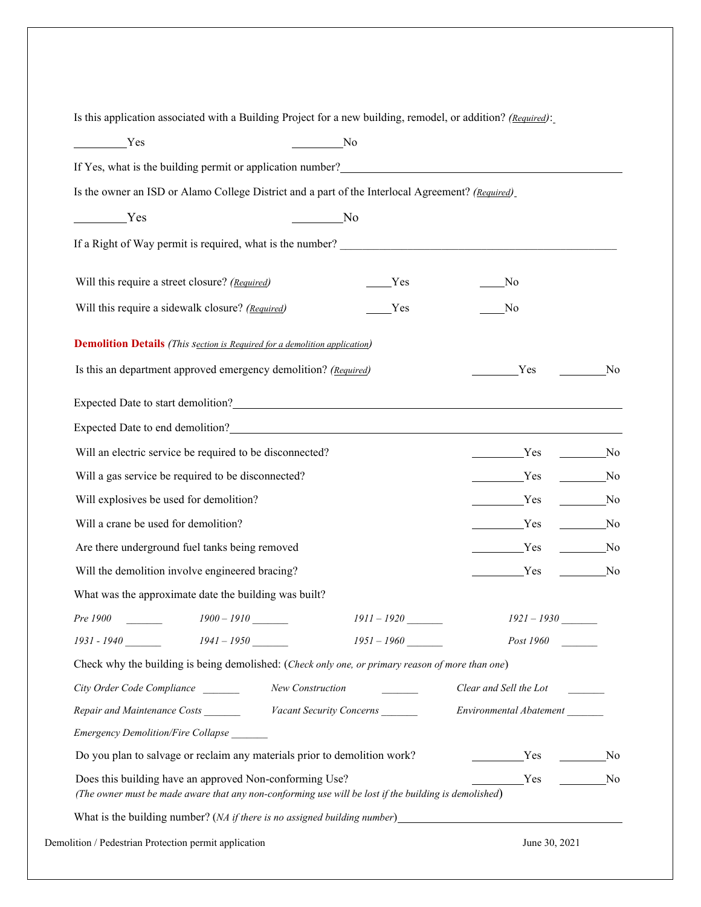Is this application associated with a Building Project for a new building, remodel, or addition? *(Required)*:

_________Yes                                        _________No

If Yes, what is the building permit or application number?_______________________________________________

Is the owner an ISD or Alamo College District and a part of the Interlocal Agreement? *(Required)*

_________Yes                                        _________No

If a Right of Way permit is required, what is the number? _______________________________________________

Will this require a street closure? *(Required)*      ____Yes      ____No

Will this require a sidewalk closure? *(Required)*      ____Yes      ____No

**Demolition Details** *(This section is Required for a demolition application)*

Is this an department approved emergency demolition? *(Required)*      ________Yes      ________No

Expected Date to start demolition?_______________________________________________

Expected Date to end demolition?_______________________________________________

Will an electric service be required to be disconnected?      _________Yes      ________No

Will a gas service be required to be disconnected?      _________Yes      ________No

Will explosives be used for demolition?      _________Yes      ________No

Will a crane be used for demolition?      _________Yes      ________No

Are there underground fuel tanks being removed      _________Yes      ________No

Will the demolition involve engineered bracing?      _________Yes      ________No

What was the approximate date the building was built?

*Pre 1900* _______      *1900 – 1910* _______      *1911 – 1920* _______      *1921 – 1930* _______

*1931 - 1940* _______      *1941 – 1950* _______      *1951 – 1960* _______      *Post 1960* _______

Check why the building is being demolished: (*Check only one, or primary reason of more than one*)

*City Order Code Compliance* _______      *New Construction* _______      *Clear and Sell the Lot* _______

*Repair and Maintenance Costs* _______      *Vacant Security Concerns* _______      *Environmental Abatement* _______

*Emergency Demolition/Fire Collapse* _______

Do you plan to salvage or reclaim any materials prior to demolition work?      _________Yes      ________No

Does this building have an approved Non-conforming Use?      _________Yes      ________No
*(The owner must be made aware that any non-conforming use will be lost if the building is demolished)*

What is the building number? (*NA if there is no assigned building number*)_______________________________________

Demolition / Pedestrian Protection permit application      June 30, 2021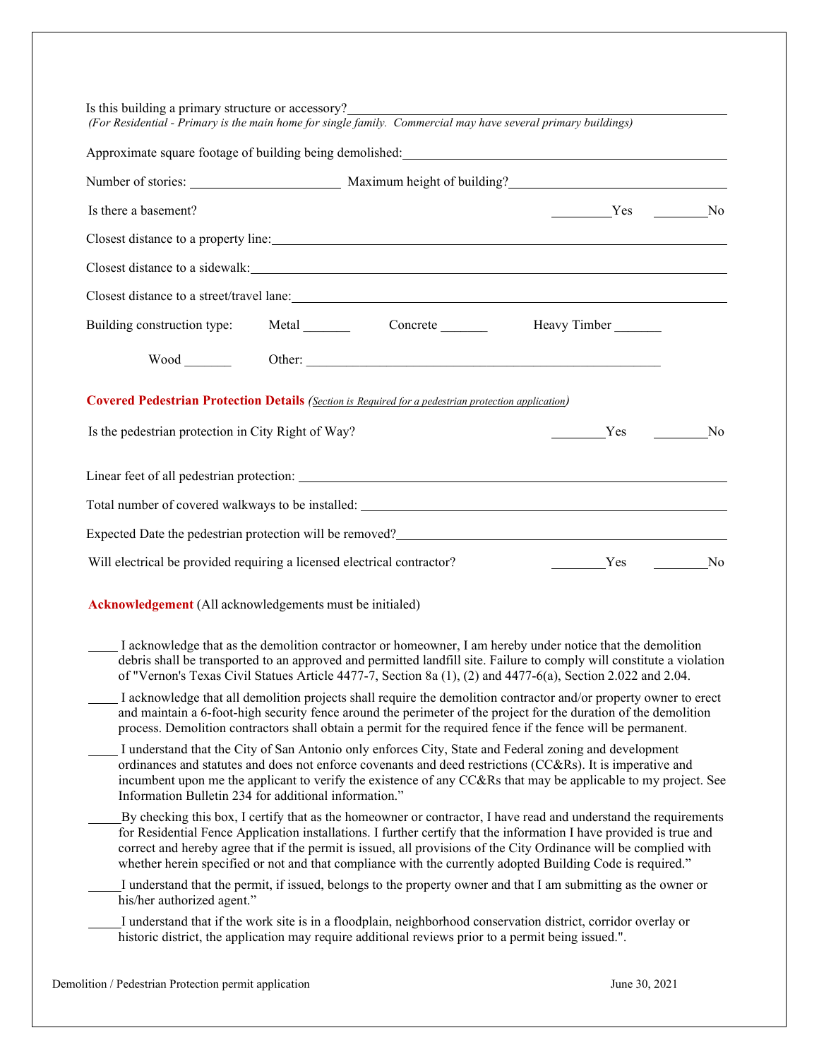Is this building a primary structure or accessory? ______________________________________________

*(For Residential - Primary is the main home for single family. Commercial may have several primary buildings)*

Approximate square footage of building being demolished: ______________________________________________

Number of stories: ____________________ Maximum height of building? ______________________________

Is there a basement? ________Yes ________No

Closest distance to a property line: ______________________________________________

Closest distance to a sidewalk: ______________________________________________

Closest distance to a street/travel lane: ______________________________________________

Building construction type: Metal _______ Concrete _______ Heavy Timber _______

Wood _______ Other: ______________________________________________

**Covered Pedestrian Protection Details** *(Section is Required for a pedestrian protection application)*

Is the pedestrian protection in City Right of Way? ________Yes ________No

Linear feet of all pedestrian protection: ______________________________________________

Total number of covered walkways to be installed: ______________________________________________

Expected Date the pedestrian protection will be removed? ______________________________________________

Will electrical be provided requiring a licensed electrical contractor? ________Yes ________No

**Acknowledgement** (All acknowledgements must be initialed)

____ I acknowledge that as the demolition contractor or homeowner, I am hereby under notice that the demolition debris shall be transported to an approved and permitted landfill site. Failure to comply will constitute a violation of "Vernon's Texas Civil Statues Article 4477-7, Section 8a (1), (2) and 4477-6(a), Section 2.022 and 2.04.

____ I acknowledge that all demolition projects shall require the demolition contractor and/or property owner to erect and maintain a 6-foot-high security fence around the perimeter of the project for the duration of the demolition process. Demolition contractors shall obtain a permit for the required fence if the fence will be permanent.

____ I understand that the City of San Antonio only enforces City, State and Federal zoning and development ordinances and statutes and does not enforce covenants and deed restrictions (CC&Rs). It is imperative and incumbent upon me the applicant to verify the existence of any CC&Rs that may be applicable to my project. See Information Bulletin 234 for additional information."

____ By checking this box, I certify that as the homeowner or contractor, I have read and understand the requirements for Residential Fence Application installations. I further certify that the information I have provided is true and correct and hereby agree that if the permit is issued, all provisions of the City Ordinance will be complied with whether herein specified or not and that compliance with the currently adopted Building Code is required."

____ I understand that the permit, if issued, belongs to the property owner and that I am submitting as the owner or his/her authorized agent."

____ I understand that if the work site is in a floodplain, neighborhood conservation district, corridor overlay or historic district, the application may require additional reviews prior to a permit being issued.".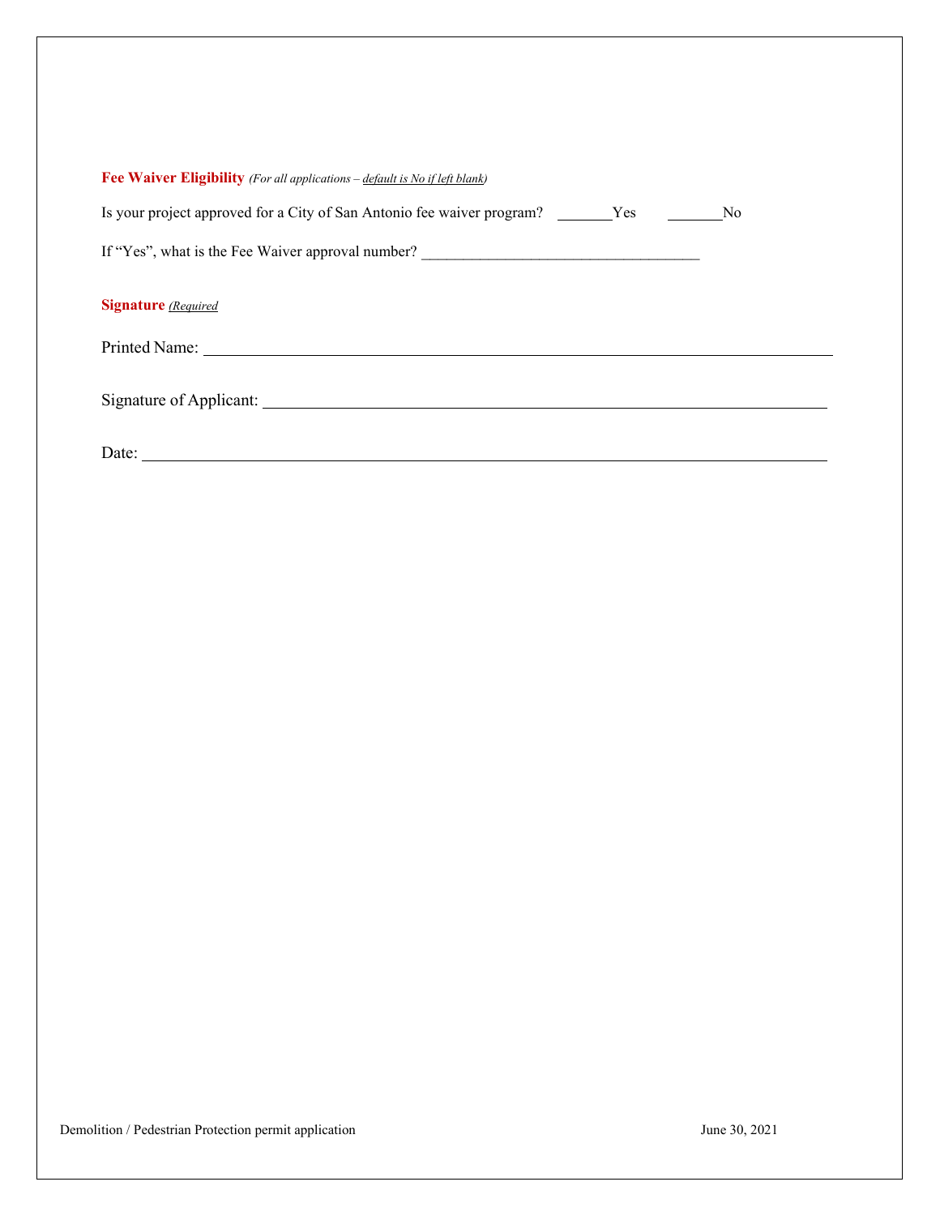**Fee Waiver Eligibility** *(For all applications – default is No if left blank)*

Is your project approved for a City of San Antonio fee waiver program? _______Yes _______No

If "Yes", what is the Fee Waiver approval number? ___________________________________

**Signature** *(Required*

Printed Name: ______________________________________________________________________________

Signature of Applicant: ______________________________________________________________________

Date: _____________________________________________________________________________________